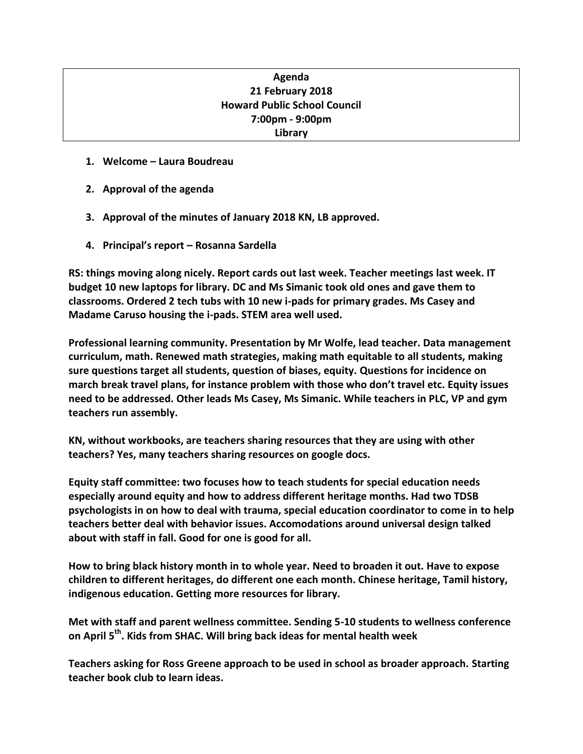**Agenda**
**21 February 2018**
**Howard Public School Council**
**7:00pm - 9:00pm**
**Library**

1. **Welcome – Laura Boudreau**

2. **Approval of the agenda**

3. **Approval of the minutes of January 2018 KN, LB approved.**

4. **Principal's report – Rosanna Sardella**

**RS: things moving along nicely. Report cards out last week. Teacher meetings last week. IT budget 10 new laptops for library. DC and Ms Simanic took old ones and gave them to classrooms. Ordered 2 tech tubs with 10 new i-pads for primary grades. Ms Casey and Madame Caruso housing the i-pads. STEM area well used.**

**Professional learning community. Presentation by Mr Wolfe, lead teacher. Data management curriculum, math. Renewed math strategies, making math equitable to all students, making sure questions target all students, question of biases, equity. Questions for incidence on march break travel plans, for instance problem with those who don't travel etc. Equity issues need to be addressed. Other leads Ms Casey, Ms Simanic. While teachers in PLC, VP and gym teachers run assembly.**

**KN, without workbooks, are teachers sharing resources that they are using with other teachers? Yes, many teachers sharing resources on google docs.**

**Equity staff committee: two focuses how to teach students for special education needs especially around equity and how to address different heritage months. Had two TDSB psychologists in on how to deal with trauma, special education coordinator to come in to help teachers better deal with behavior issues. Accomodations around universal design talked about with staff in fall. Good for one is good for all.**

**How to bring black history month in to whole year. Need to broaden it out. Have to expose children to different heritages, do different one each month. Chinese heritage, Tamil history, indigenous education. Getting more resources for library.**

**Met with staff and parent wellness committee. Sending 5-10 students to wellness conference on April 5th. Kids from SHAC. Will bring back ideas for mental health week**

**Teachers asking for Ross Greene approach to be used in school as broader approach. Starting teacher book club to learn ideas.**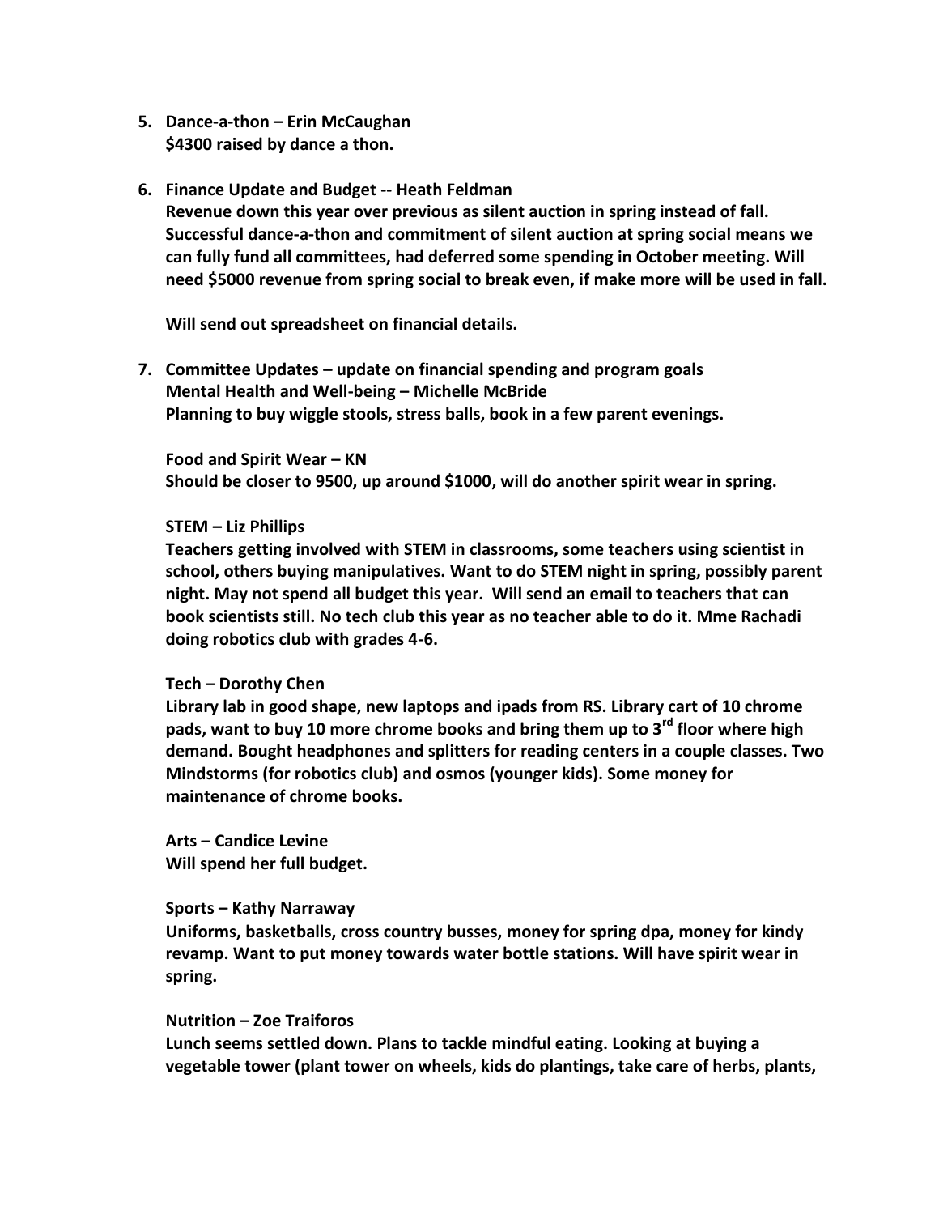5. **Dance-a-thon – Erin McCaughan**
   **$4300 raised by dance a thon.**

6. **Finance Update and Budget -- Heath Feldman**
   **Revenue down this year over previous as silent auction in spring instead of fall. Successful dance-a-thon and commitment of silent auction at spring social means we can fully fund all committees, had deferred some spending in October meeting. Will need $5000 revenue from spring social to break even, if make more will be used in fall.**

   **Will send out spreadsheet on financial details.**

7. **Committee Updates – update on financial spending and program goals**
   **Mental Health and Well-being – Michelle McBride**
   **Planning to buy wiggle stools, stress balls, book in a few parent evenings.**

   **Food and Spirit Wear – KN**
   **Should be closer to 9500, up around $1000, will do another spirit wear in spring.**

   **STEM – Liz Phillips**
   **Teachers getting involved with STEM in classrooms, some teachers using scientist in school, others buying manipulatives. Want to do STEM night in spring, possibly parent night. May not spend all budget this year. Will send an email to teachers that can book scientists still. No tech club this year as no teacher able to do it. Mme Rachadi doing robotics club with grades 4-6.**

   **Tech – Dorothy Chen**
   **Library lab in good shape, new laptops and ipads from RS. Library cart of 10 chrome pads, want to buy 10 more chrome books and bring them up to 3rd floor where high demand. Bought headphones and splitters for reading centers in a couple classes. Two Mindstorms (for robotics club) and osmos (younger kids). Some money for maintenance of chrome books.**

   **Arts – Candice Levine**
   **Will spend her full budget.**

   **Sports – Kathy Narraway**
   **Uniforms, basketballs, cross country busses, money for spring dpa, money for kindy revamp. Want to put money towards water bottle stations. Will have spirit wear in spring.**

   **Nutrition – Zoe Traiforos**
   **Lunch seems settled down. Plans to tackle mindful eating. Looking at buying a vegetable tower (plant tower on wheels, kids do plantings, take care of herbs, plants,**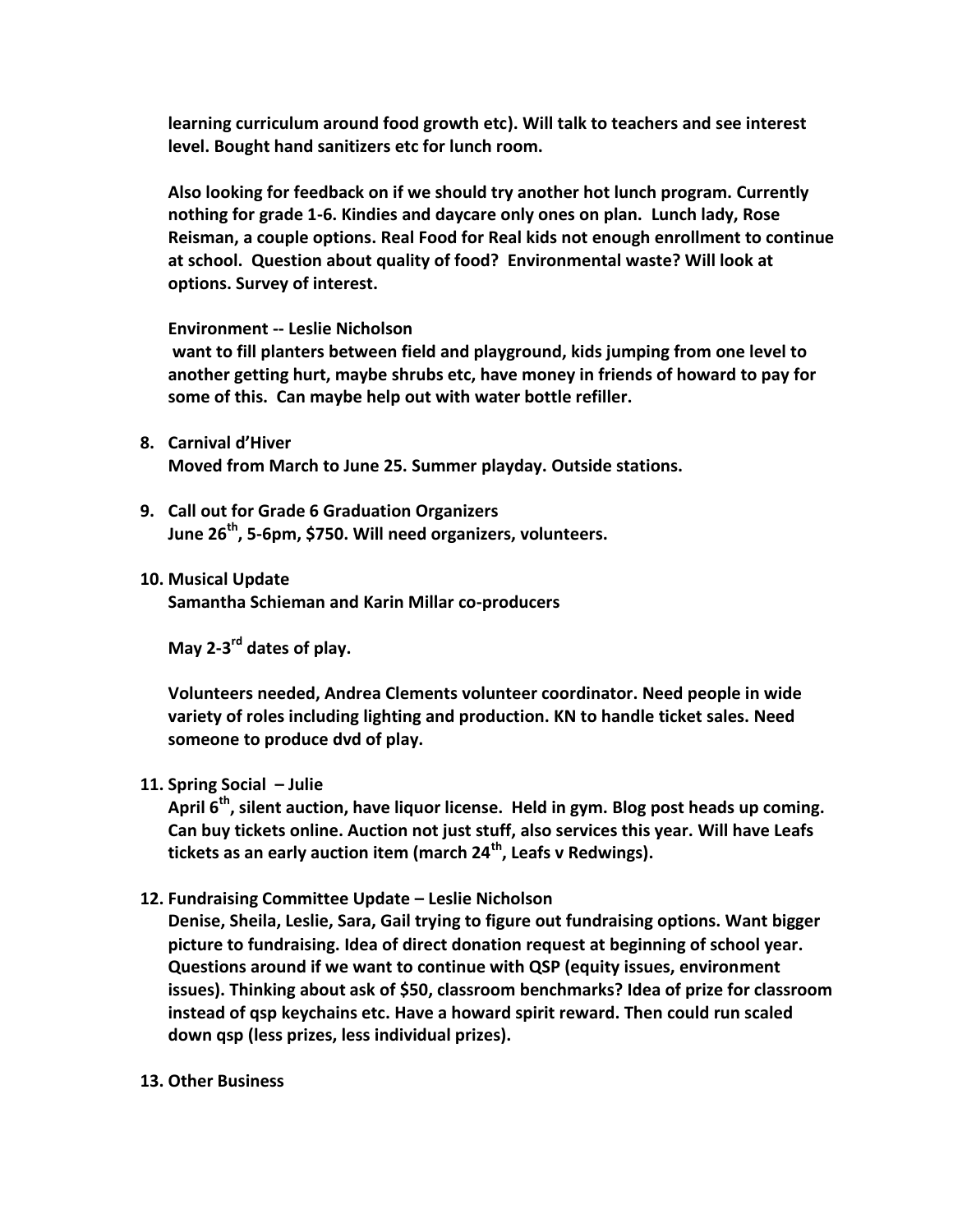**learning curriculum around food growth etc). Will talk to teachers and see interest level. Bought hand sanitizers etc for lunch room.**

**Also looking for feedback on if we should try another hot lunch program. Currently nothing for grade 1-6. Kindies and daycare only ones on plan. Lunch lady, Rose Reisman, a couple options. Real Food for Real kids not enough enrollment to continue at school. Question about quality of food? Environmental waste? Will look at options. Survey of interest.**

**Environment -- Leslie Nicholson**
**want to fill planters between field and playground, kids jumping from one level to another getting hurt, maybe shrubs etc, have money in friends of howard to pay for some of this. Can maybe help out with water bottle refiller.**

8. **Carnival d'Hiver**
   **Moved from March to June 25. Summer playday. Outside stations.**

9. **Call out for Grade 6 Graduation Organizers**
   **June 26th, 5-6pm, $750. Will need organizers, volunteers.**

10. **Musical Update**
    **Samantha Schieman and Karin Millar co-producers**

    **May 2-3rd dates of play.**

    **Volunteers needed, Andrea Clements volunteer coordinator. Need people in wide variety of roles including lighting and production. KN to handle ticket sales. Need someone to produce dvd of play.**

11. **Spring Social – Julie**
    **April 6th, silent auction, have liquor license. Held in gym. Blog post heads up coming. Can buy tickets online. Auction not just stuff, also services this year. Will have Leafs tickets as an early auction item (march 24th, Leafs v Redwings).**

12. **Fundraising Committee Update – Leslie Nicholson**
    **Denise, Sheila, Leslie, Sara, Gail trying to figure out fundraising options. Want bigger picture to fundraising. Idea of direct donation request at beginning of school year. Questions around if we want to continue with QSP (equity issues, environment issues). Thinking about ask of $50, classroom benchmarks? Idea of prize for classroom instead of qsp keychains etc. Have a howard spirit reward. Then could run scaled down qsp (less prizes, less individual prizes).**

13. **Other Business**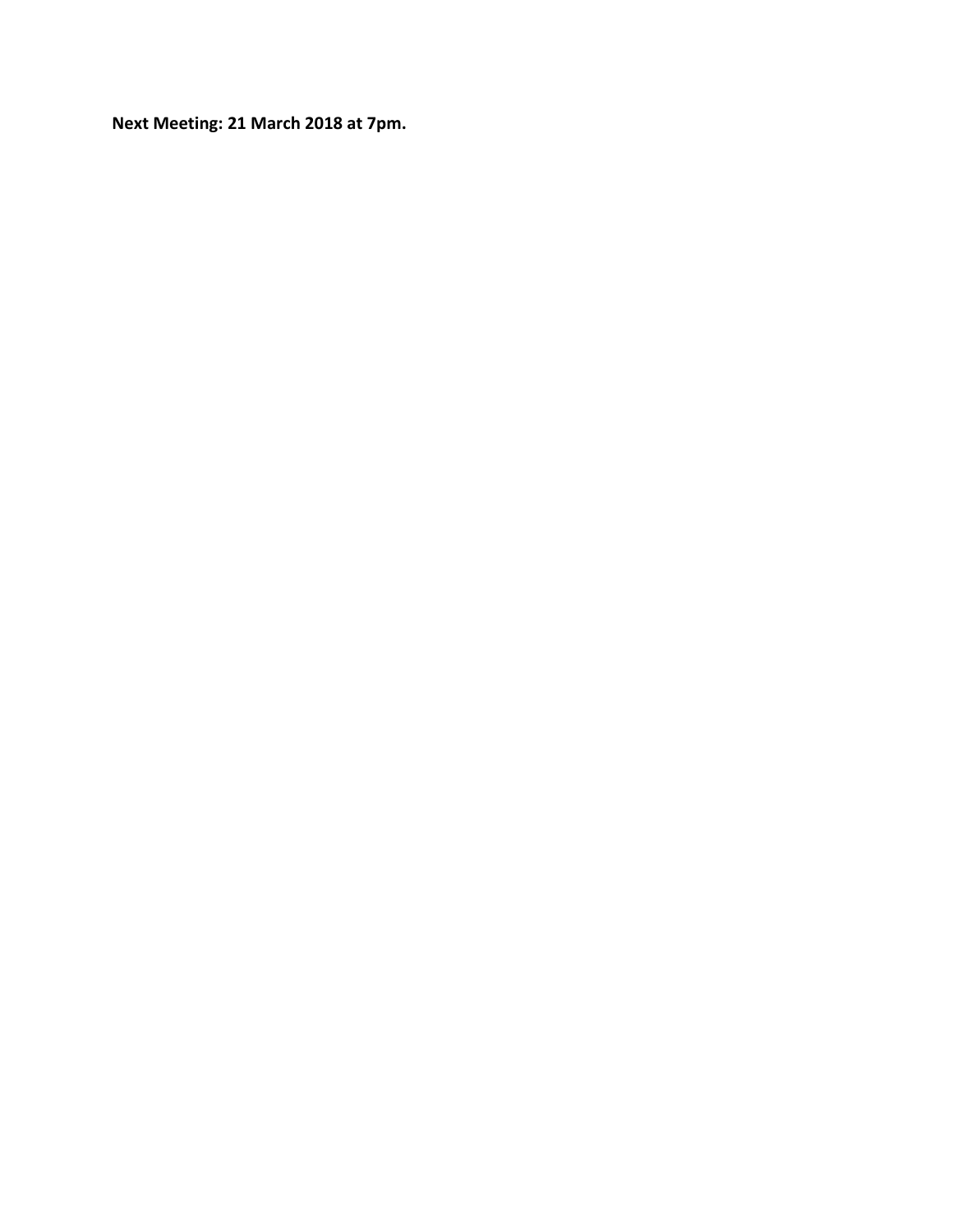**Next Meeting: 21 March 2018 at 7pm.**